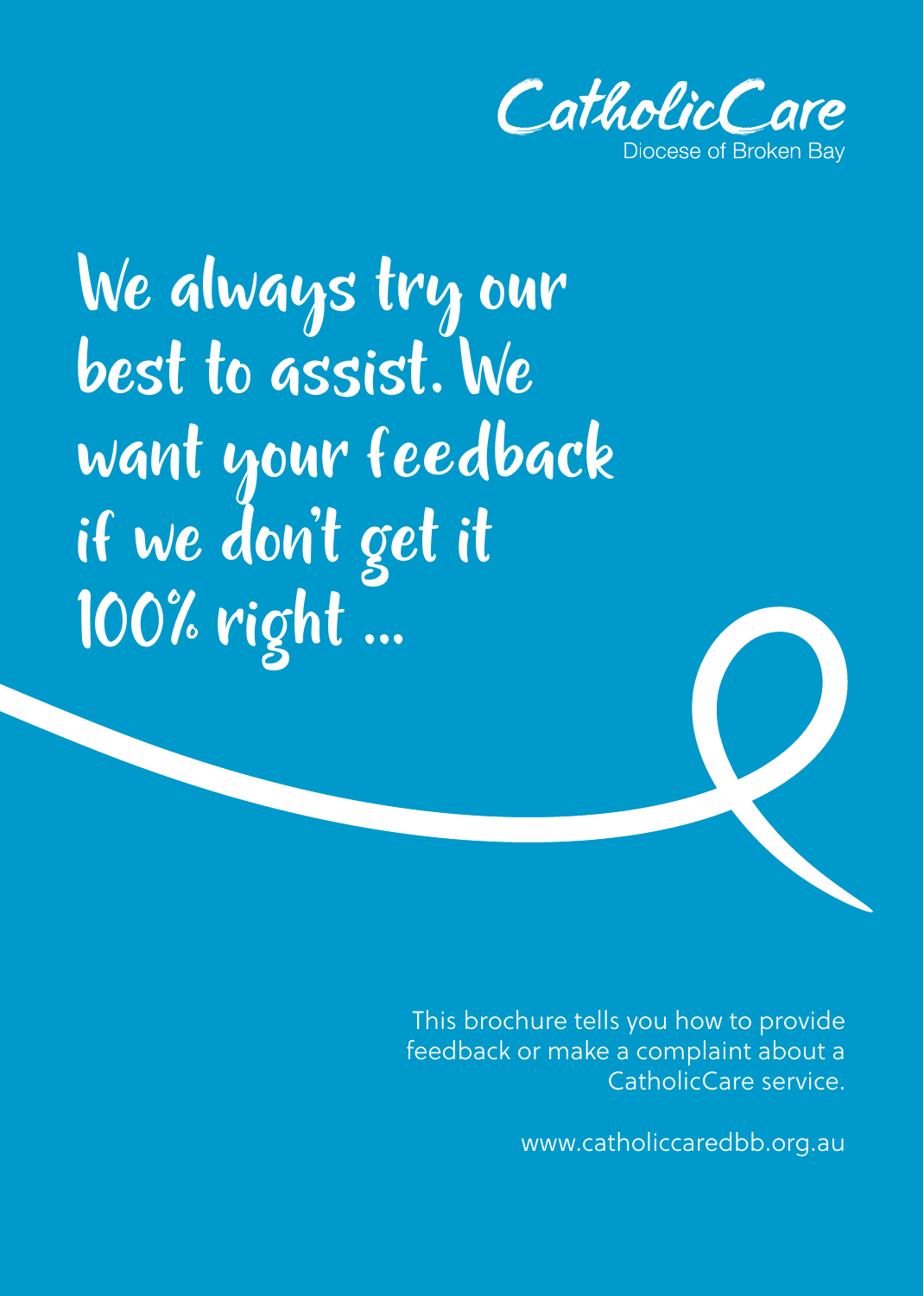CatholicCare
Diocese of Broken Bay

# We always try our best to assist. We want your feedback if we don't get it 100% right ...

This brochure tells you how to provide feedback or make a complaint about a CatholicCare service.

www.catholiccaredbb.org.au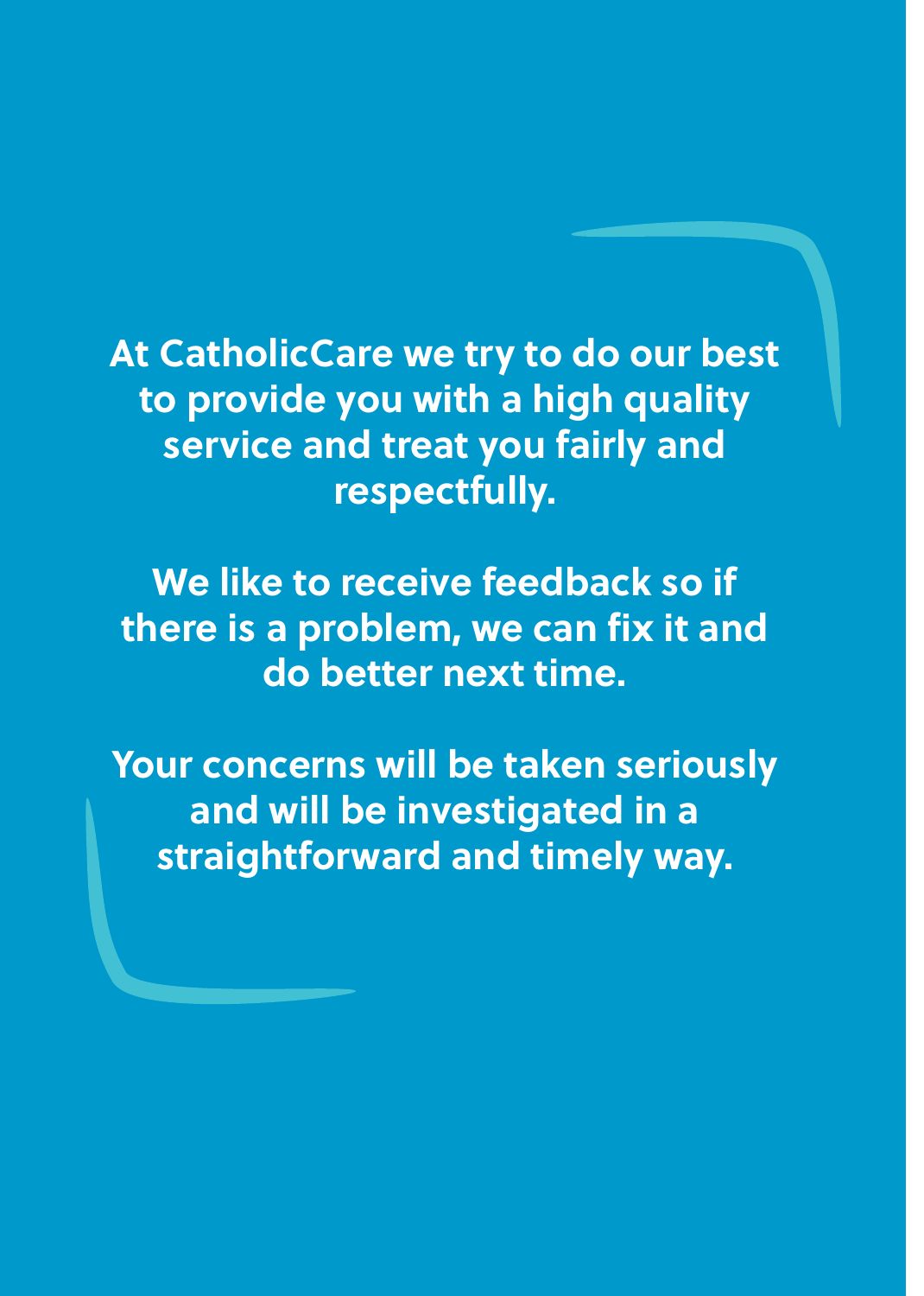**At CatholicCare we try to do our best to provide you with a high quality service and treat you fairly and respectfully.**

**We like to receive feedback so if there is a problem, we can fix it and do better next time.**

**Your concerns will be taken seriously and will be investigated in a straightforward and timely way.**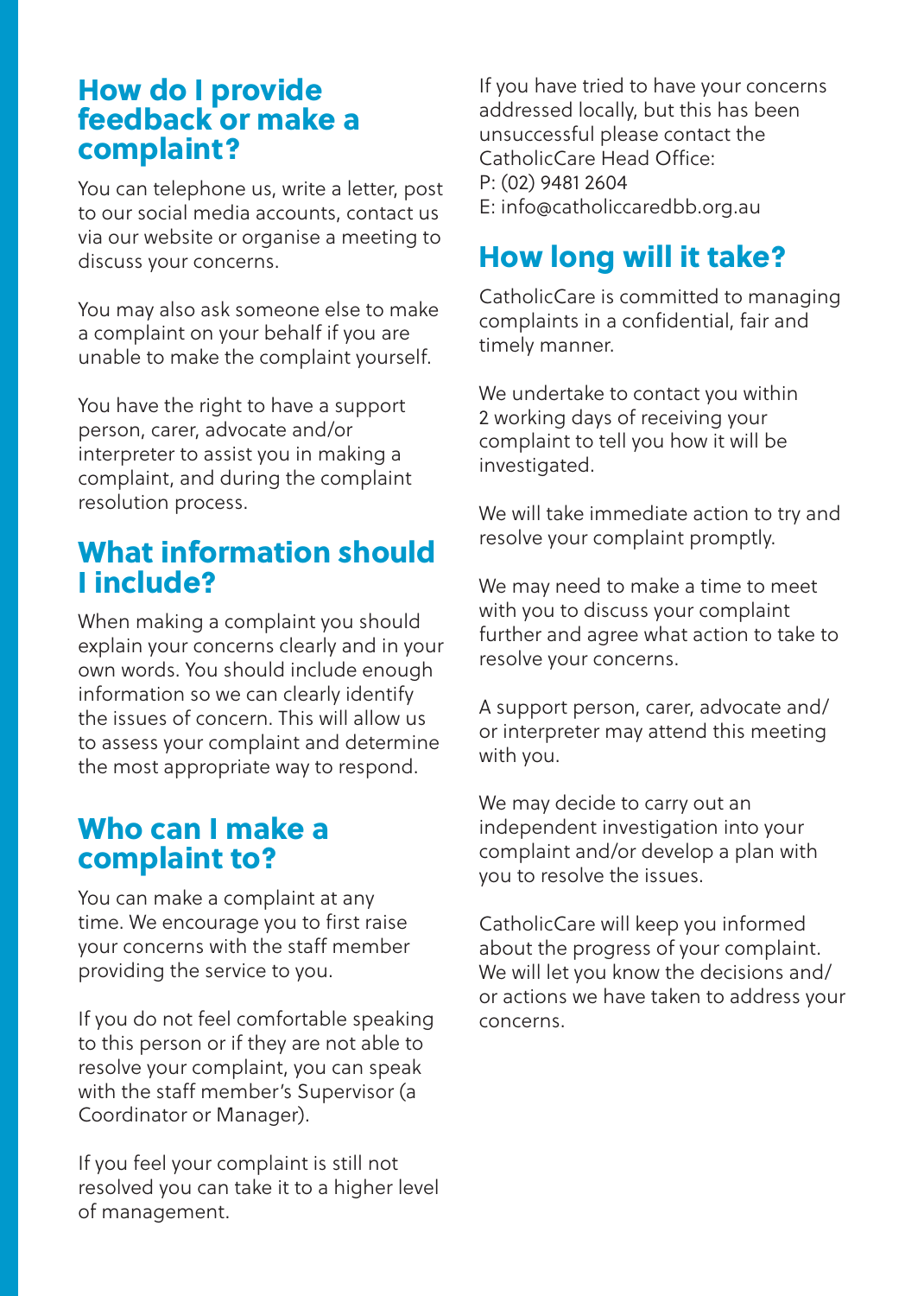## How do I provide feedback or make a complaint?

You can telephone us, write a letter, post to our social media accounts, contact us via our website or organise a meeting to discuss your concerns.

You may also ask someone else to make a complaint on your behalf if you are unable to make the complaint yourself.

You have the right to have a support person, carer, advocate and/or interpreter to assist you in making a complaint, and during the complaint resolution process.

## What information should I include?

When making a complaint you should explain your concerns clearly and in your own words. You should include enough information so we can clearly identify the issues of concern. This will allow us to assess your complaint and determine the most appropriate way to respond.

## Who can I make a complaint to?

You can make a complaint at any time. We encourage you to first raise your concerns with the staff member providing the service to you.

If you do not feel comfortable speaking to this person or if they are not able to resolve your complaint, you can speak with the staff member's Supervisor (a Coordinator or Manager).

If you feel your complaint is still not resolved you can take it to a higher level of management.

If you have tried to have your concerns addressed locally, but this has been unsuccessful please contact the CatholicCare Head Office:
P: (02) 9481 2604
E: info@catholiccaredbb.org.au

## How long will it take?

CatholicCare is committed to managing complaints in a confidential, fair and timely manner.

We undertake to contact you within 2 working days of receiving your complaint to tell you how it will be investigated.

We will take immediate action to try and resolve your complaint promptly.

We may need to make a time to meet with you to discuss your complaint further and agree what action to take to resolve your concerns.

A support person, carer, advocate and/or interpreter may attend this meeting with you.

We may decide to carry out an independent investigation into your complaint and/or develop a plan with you to resolve the issues.

CatholicCare will keep you informed about the progress of your complaint. We will let you know the decisions and/or actions we have taken to address your concerns.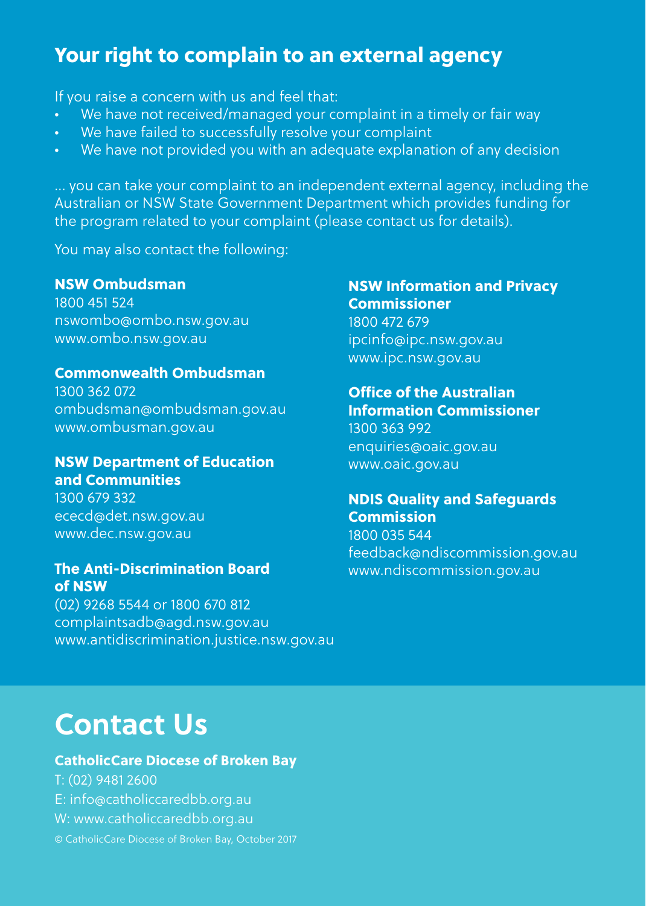## Your right to complain to an external agency

If you raise a concern with us and feel that:

- We have not received/managed your complaint in a timely or fair way
- We have failed to successfully resolve your complaint
- We have not provided you with an adequate explanation of any decision

... you can take your complaint to an independent external agency, including the Australian or NSW State Government Department which provides funding for the program related to your complaint (please contact us for details).

You may also contact the following:

**NSW Ombudsman**
1800 451 524
nswombo@ombo.nsw.gov.au
www.ombo.nsw.gov.au

**Commonwealth Ombudsman**
1300 362 072
ombudsman@ombudsman.gov.au
www.ombusman.gov.au

**NSW Department of Education and Communities**
1300 679 332
ececd@det.nsw.gov.au
www.dec.nsw.gov.au

**The Anti-Discrimination Board of NSW**
(02) 9268 5544 or 1800 670 812
complaintsadb@agd.nsw.gov.au
www.antidiscrimination.justice.nsw.gov.au

**NSW Information and Privacy Commissioner**
1800 472 679
ipcinfo@ipc.nsw.gov.au
www.ipc.nsw.gov.au

**Office of the Australian Information Commissioner**
1300 363 992
enquiries@oaic.gov.au
www.oaic.gov.au

**NDIS Quality and Safeguards Commission**
1800 035 544
feedback@ndiscommission.gov.au
www.ndiscommission.gov.au

# Contact Us

**CatholicCare Diocese of Broken Bay**
T: (02) 9481 2600
E: info@catholiccaredbb.org.au
W: www.catholiccaredbb.org.au

© CatholicCare Diocese of Broken Bay, October 2017